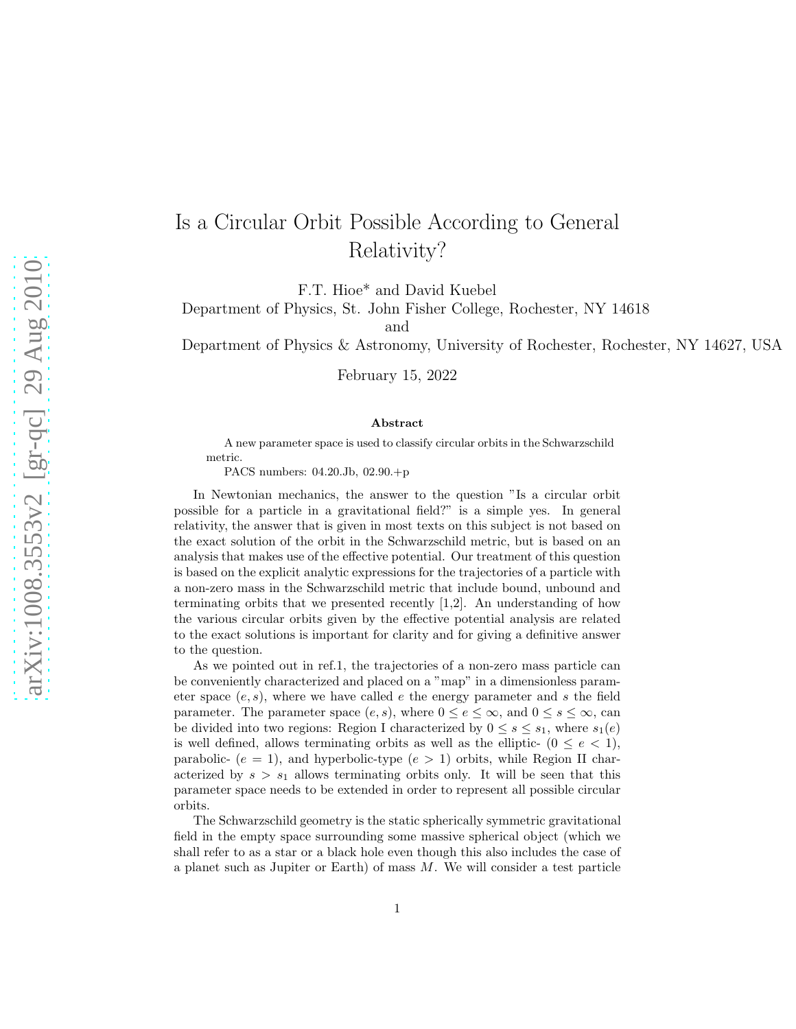# Is a Circular Orbit Possible According to General Relativity?

F.T. Hioe* and David Kuebel

Department of Physics, St. John Fisher College, Rochester, NY 14618

and

Department of Physics & Astronomy, University of Rochester, Rochester, NY 14627, USA

February 15, 2022

### Abstract

A new parameter space is used to classify circular orbits in the Schwarzschild metric.

PACS numbers: 04.20.Jb, 02.90.+p

In Newtonian mechanics, the answer to the question "Is a circular orbit possible for a particle in a gravitational field?" is a simple yes. In general relativity, the answer that is given in most texts on this subject is not based on the exact solution of the orbit in the Schwarzschild metric, but is based on an analysis that makes use of the effective potential. Our treatment of this question is based on the explicit analytic expressions for the trajectories of a particle with a non-zero mass in the Schwarzschild metric that include bound, unbound and terminating orbits that we presented recently [1,2]. An understanding of how the various circular orbits given by the effective potential analysis are related to the exact solutions is important for clarity and for giving a definitive answer to the question.

As we pointed out in ref.1, the trajectories of a non-zero mass particle can be conveniently characterized and placed on a "map" in a dimensionless parameter space $(e, s)$, where we have called $e$ the energy parameter and $s$ the field parameter. The parameter space $(e, s)$, where $0 \leq e \leq \infty$, and $0 \leq s \leq \infty$, can be divided into two regions: Region I characterized by $0 \leq s \leq s_1$, where $s_1(e)$ is well defined, allows terminating orbits as well as the elliptic- $(0 \leq e < 1)$, parabolic- $(e = 1)$, and hyperbolic-type $(e > 1)$ orbits, while Region II characterized by $s > s_1$ allows terminating orbits only. It will be seen that this parameter space needs to be extended in order to represent all possible circular orbits.

The Schwarzschild geometry is the static spherically symmetric gravitational field in the empty space surrounding some massive spherical object (which we shall refer to as a star or a black hole even though this also includes the case of a planet such as Jupiter or Earth) of mass $M$. We will consider a test particle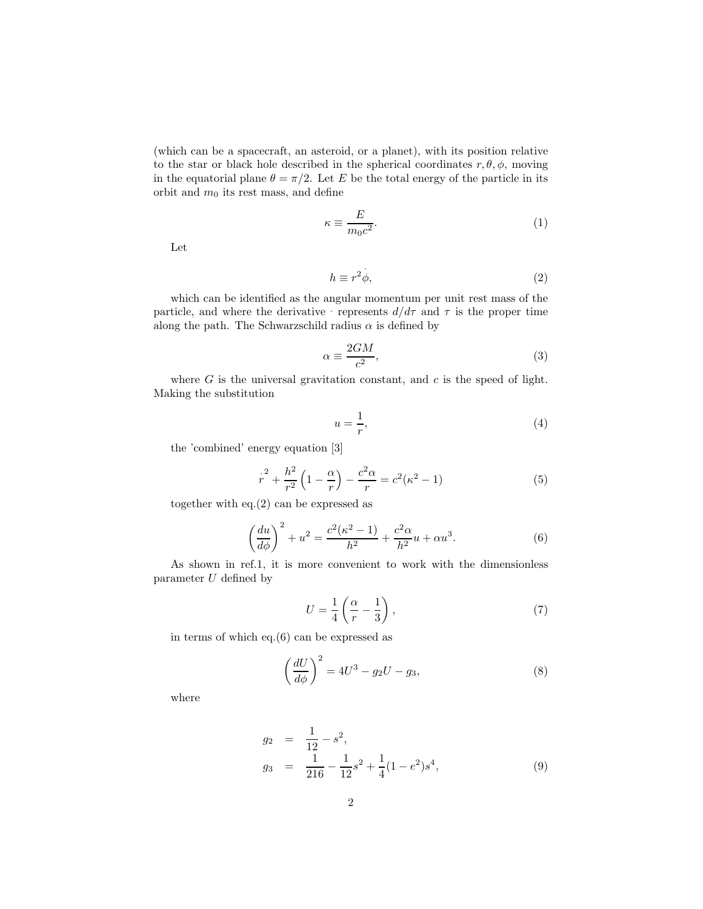(which can be a spacecraft, an asteroid, or a planet), with its position relative to the star or black hole described in the spherical coordinates $r, \theta, \phi$, moving in the equatorial plane $\theta = \pi/2$. Let $E$ be the total energy of the particle in its orbit and $m_0$ its rest mass, and define

$$\kappa \equiv \frac{E}{m_0 c^2}. \tag{1}$$

Let

$$h \equiv r^2 \dot{\phi}, \tag{2}$$

which can be identified as the angular momentum per unit rest mass of the particle, and where the derivative $\cdot$ represents $d/d\tau$ and $\tau$ is the proper time along the path. The Schwarzschild radius $\alpha$ is defined by

$$\alpha \equiv \frac{2GM}{c^2}, \tag{3}$$

where $G$ is the universal gravitation constant, and $c$ is the speed of light. Making the substitution

$$u = \frac{1}{r}, \tag{4}$$

the 'combined' energy equation [3]

$$\dot{r}^2 + \frac{h^2}{r^2}\left(1 - \frac{\alpha}{r}\right) - \frac{c^2 \alpha}{r} = c^2(\kappa^2 - 1) \tag{5}$$

together with eq.(2) can be expressed as

$$\left(\frac{du}{d\phi}\right)^2 + u^2 = \frac{c^2(\kappa^2 - 1)}{h^2} + \frac{c^2 \alpha}{h^2} u + \alpha u^3. \tag{6}$$

As shown in ref.1, it is more convenient to work with the dimensionless parameter $U$ defined by

$$U = \frac{1}{4}\left(\frac{\alpha}{r} - \frac{1}{3}\right), \tag{7}$$

in terms of which eq.(6) can be expressed as

$$\left(\frac{dU}{d\phi}\right)^2 = 4U^3 - g_2 U - g_3, \tag{8}$$

where

$$\begin{aligned} g_2 &= \frac{1}{12} - s^2, \\ g_3 &= \frac{1}{216} - \frac{1}{12}s^2 + \frac{1}{4}(1 - e^2)s^4, \end{aligned} \tag{9}$$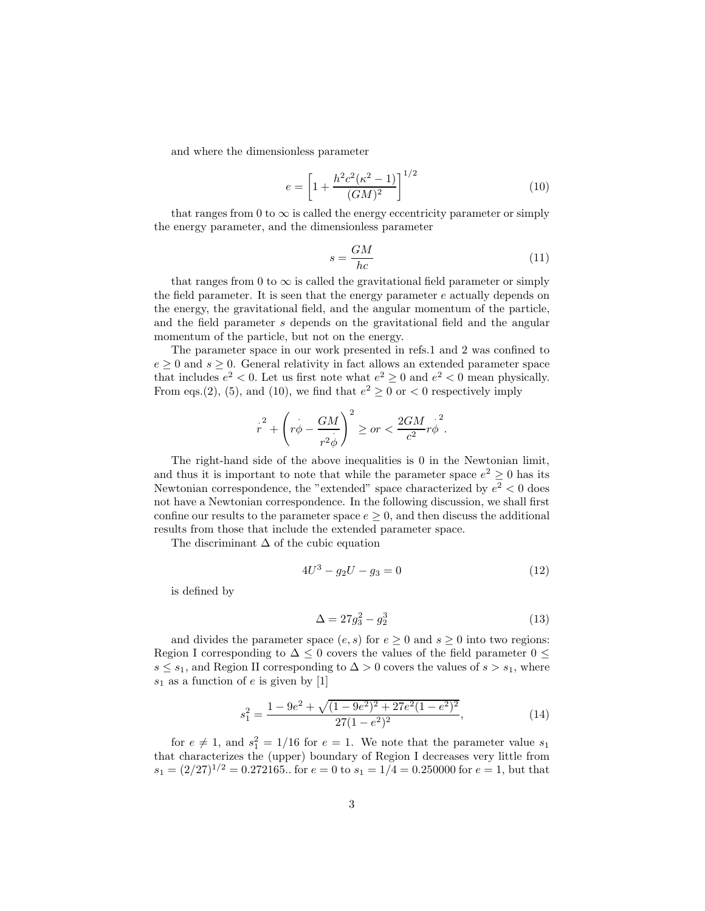and where the dimensionless parameter

$$e = \left[1 + \frac{h^2 c^2 (\kappa^2 - 1)}{(GM)^2}\right]^{1/2} \tag{10}$$

that ranges from 0 to $\infty$ is called the energy eccentricity parameter or simply the energy parameter, and the dimensionless parameter

$$s = \frac{GM}{hc} \tag{11}$$

that ranges from 0 to $\infty$ is called the gravitational field parameter or simply the field parameter. It is seen that the energy parameter $e$ actually depends on the energy, the gravitational field, and the angular momentum of the particle, and the field parameter $s$ depends on the gravitational field and the angular momentum of the particle, but not on the energy.

The parameter space in our work presented in refs.1 and 2 was confined to $e \geq 0$ and $s \geq 0$. General relativity in fact allows an extended parameter space that includes $e^2 < 0$. Let us first note what $e^2 \geq 0$ and $e^2 < 0$ mean physically. From eqs.(2), (5), and (10), we find that $e^2 \geq 0$ or $< 0$ respectively imply

$$\dot{r}^2 + \left(r\dot{\phi} - \frac{GM}{r^2\dot{\phi}}\right)^2 \geq or < \frac{2GM}{c^2} r\dot{\phi}^2 .$$

The right-hand side of the above inequalities is 0 in the Newtonian limit, and thus it is important to note that while the parameter space $e^2 \geq 0$ has its Newtonian correspondence, the "extended" space characterized by $e^2 < 0$ does not have a Newtonian correspondence. In the following discussion, we shall first confine our results to the parameter space $e \geq 0$, and then discuss the additional results from those that include the extended parameter space.

The discriminant $\Delta$ of the cubic equation

$$4U^3 - g_2 U - g_3 = 0 \tag{12}$$

is defined by

$$\Delta = 27g_3^2 - g_2^3 \tag{13}$$

and divides the parameter space $(e, s)$ for $e \geq 0$ and $s \geq 0$ into two regions: Region I corresponding to $\Delta \leq 0$ covers the values of the field parameter $0 \leq s \leq s_1$, and Region II corresponding to $\Delta > 0$ covers the values of $s > s_1$, where $s_1$ as a function of $e$ is given by [1]

$$s_1^2 = \frac{1 - 9e^2 + \sqrt{(1-9e^2)^2 + 27e^2(1-e^2)^2}}{27(1-e^2)^2}, \tag{14}$$

for $e \neq 1$, and $s_1^2 = 1/16$ for $e = 1$. We note that the parameter value $s_1$ that characterizes the (upper) boundary of Region I decreases very little from $s_1 = (2/27)^{1/2} = 0.272165..$ for $e = 0$ to $s_1 = 1/4 = 0.250000$ for $e = 1$, but that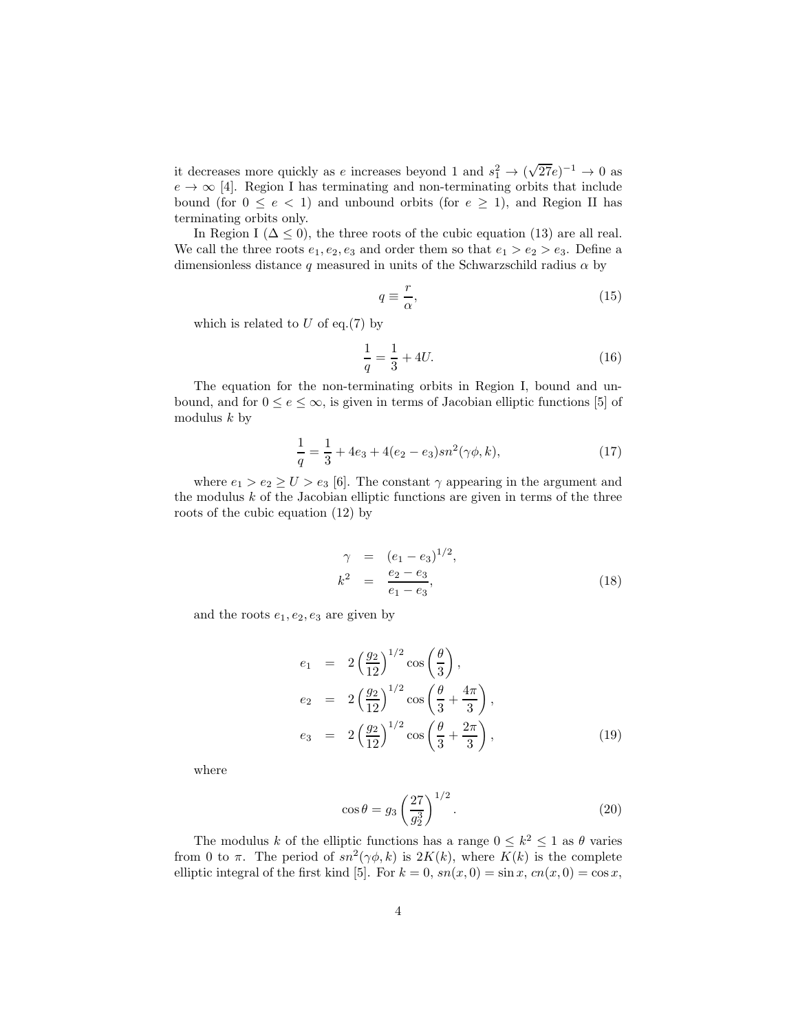it decreases more quickly as $e$ increases beyond 1 and $s_1^2 \to (\sqrt{27}e)^{-1} \to 0$ as $e \to \infty$ [4]. Region I has terminating and non-terminating orbits that include bound (for $0 \leq e < 1$) and unbound orbits (for $e \geq 1$), and Region II has terminating orbits only.

In Region I ($\Delta \leq 0$), the three roots of the cubic equation (13) are all real. We call the three roots $e_1, e_2, e_3$ and order them so that $e_1 > e_2 > e_3$. Define a dimensionless distance $q$ measured in units of the Schwarzschild radius $\alpha$ by

$$q \equiv \frac{r}{\alpha}, \tag{15}$$

which is related to $U$ of eq.(7) by

$$\frac{1}{q} = \frac{1}{3} + 4U. \tag{16}$$

The equation for the non-terminating orbits in Region I, bound and unbound, and for $0 \leq e \leq \infty$, is given in terms of Jacobian elliptic functions [5] of modulus $k$ by

$$\frac{1}{q} = \frac{1}{3} + 4e_3 + 4(e_2 - e_3)sn^2(\gamma\phi, k), \tag{17}$$

where $e_1 > e_2 \geq U > e_3$ [6]. The constant $\gamma$ appearing in the argument and the modulus $k$ of the Jacobian elliptic functions are given in terms of the three roots of the cubic equation (12) by

$$\begin{aligned}
\gamma &= (e_1 - e_3)^{1/2}, \\
k^2 &= \frac{e_2 - e_3}{e_1 - e_3},
\end{aligned} \tag{18}$$

and the roots $e_1, e_2, e_3$ are given by

$$\begin{aligned}
e_1 &= 2\left(\frac{g_2}{12}\right)^{1/2} \cos\left(\frac{\theta}{3}\right), \\
e_2 &= 2\left(\frac{g_2}{12}\right)^{1/2} \cos\left(\frac{\theta}{3} + \frac{4\pi}{3}\right), \\
e_3 &= 2\left(\frac{g_2}{12}\right)^{1/2} \cos\left(\frac{\theta}{3} + \frac{2\pi}{3}\right),
\end{aligned} \tag{19}$$

where

$$\cos\theta = g_3 \left(\frac{27}{g_2^3}\right)^{1/2}. \tag{20}$$

The modulus $k$ of the elliptic functions has a range $0 \leq k^2 \leq 1$ as $\theta$ varies from 0 to $\pi$. The period of $sn^2(\gamma\phi, k)$ is $2K(k)$, where $K(k)$ is the complete elliptic integral of the first kind [5]. For $k = 0$, $sn(x, 0) = \sin x$, $cn(x, 0) = \cos x$,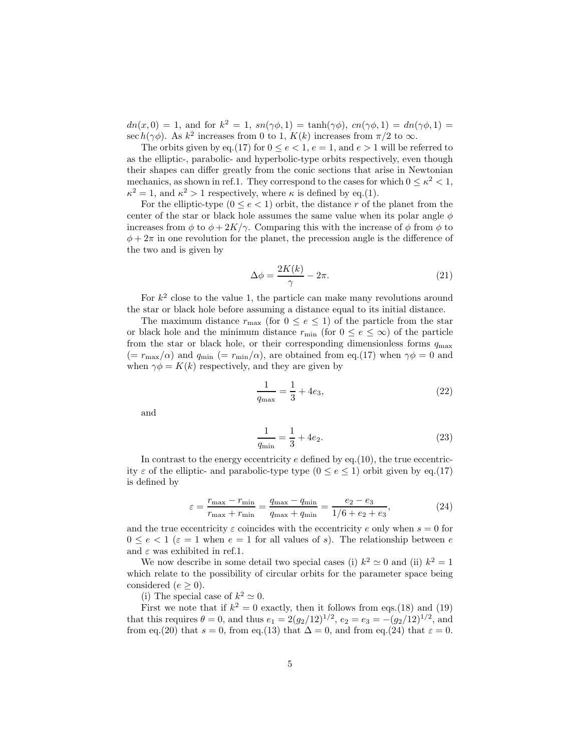$dn(x, 0) = 1$, and for $k^2 = 1$, $sn(\gamma\phi, 1) = \tanh(\gamma\phi)$, $cn(\gamma\phi, 1) = dn(\gamma\phi, 1) = \sec h(\gamma\phi)$. As $k^2$ increases from 0 to 1, $K(k)$ increases from $\pi/2$ to $\infty$.

The orbits given by eq.(17) for $0 \leq e < 1$, $e = 1$, and $e > 1$ will be referred to as the elliptic-, parabolic- and hyperbolic-type orbits respectively, even though their shapes can differ greatly from the conic sections that arise in Newtonian mechanics, as shown in ref.1. They correspond to the cases for which $0 \leq \kappa^2 < 1$, $\kappa^2 = 1$, and $\kappa^2 > 1$ respectively, where $\kappa$ is defined by eq.(1).

For the elliptic-type ($0 \leq e < 1$) orbit, the distance $r$ of the planet from the center of the star or black hole assumes the same value when its polar angle $\phi$ increases from $\phi$ to $\phi + 2K/\gamma$. Comparing this with the increase of $\phi$ from $\phi$ to $\phi + 2\pi$ in one revolution for the planet, the precession angle is the difference of the two and is given by

$$\Delta\phi = \frac{2K(k)}{\gamma} - 2\pi. \tag{21}$$

For $k^2$ close to the value 1, the particle can make many revolutions around the star or black hole before assuming a distance equal to its initial distance.

The maximum distance $r_{\max}$ (for $0 \leq e \leq 1$) of the particle from the star or black hole and the minimum distance $r_{\min}$ (for $0 \leq e \leq \infty$) of the particle from the star or black hole, or their corresponding dimensionless forms $q_{\max}$ ($= r_{\max}/\alpha$) and $q_{\min}$ ($= r_{\min}/\alpha$), are obtained from eq.(17) when $\gamma\phi = 0$ and when $\gamma\phi = K(k)$ respectively, and they are given by

$$\frac{1}{q_{\max}} = \frac{1}{3} + 4e_3, \tag{22}$$

and

$$\frac{1}{q_{\min}} = \frac{1}{3} + 4e_2. \tag{23}$$

In contrast to the energy eccentricity $e$ defined by eq.(10), the true eccentricity $\varepsilon$ of the elliptic- and parabolic-type type ($0 \leq e \leq 1$) orbit given by eq.(17) is defined by

$$\varepsilon = \frac{r_{\max} - r_{\min}}{r_{\max} + r_{\min}} = \frac{q_{\max} - q_{\min}}{q_{\max} + q_{\min}} = \frac{e_2 - e_3}{1/6 + e_2 + e_3}, \tag{24}$$

and the true eccentricity $\varepsilon$ coincides with the eccentricity $e$ only when $s = 0$ for $0 \leq e < 1$ ($\varepsilon = 1$ when $e = 1$ for all values of $s$). The relationship between $e$ and $\varepsilon$ was exhibited in ref.1.

We now describe in some detail two special cases (i) $k^2 \simeq 0$ and (ii) $k^2 = 1$ which relate to the possibility of circular orbits for the parameter space being considered ($e \geq 0$).

(i) The special case of $k^2 \simeq 0$.

First we note that if $k^2 = 0$ exactly, then it follows from eqs.(18) and (19) that this requires $\theta = 0$, and thus $e_1 = 2(g_2/12)^{1/2}$, $e_2 = e_3 = -(g_2/12)^{1/2}$, and from eq.(20) that $s = 0$, from eq.(13) that $\Delta = 0$, and from eq.(24) that $\varepsilon = 0$.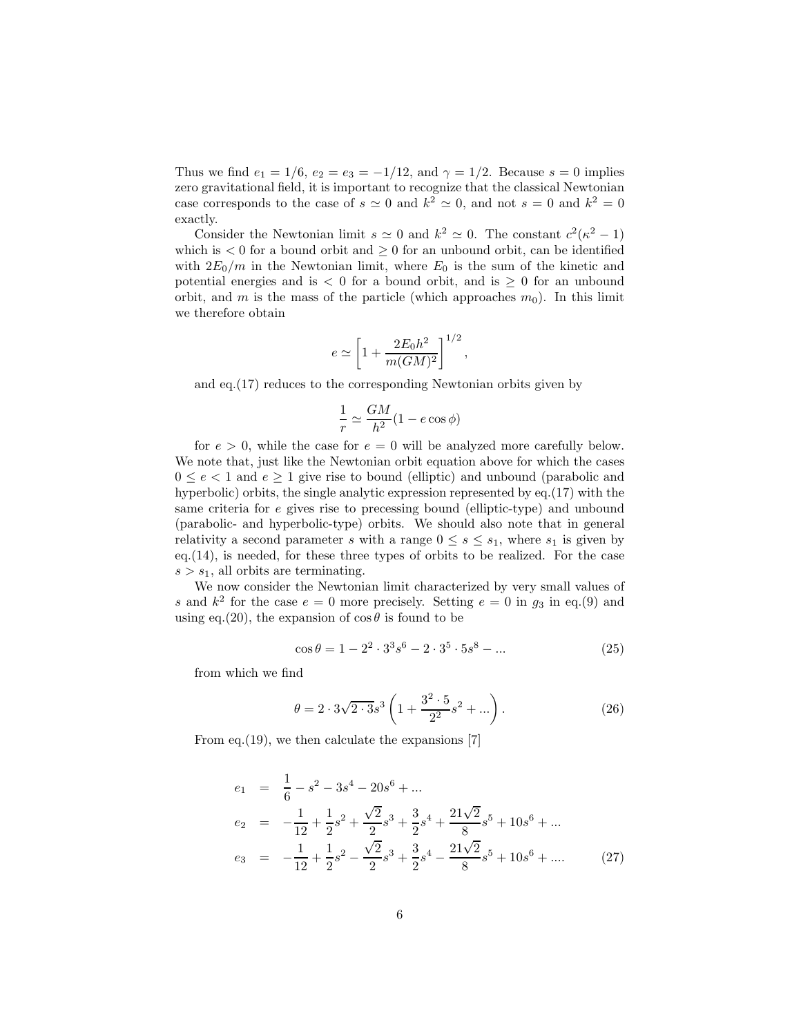Thus we find $e_1 = 1/6$, $e_2 = e_3 = -1/12$, and $\gamma = 1/2$. Because $s = 0$ implies zero gravitational field, it is important to recognize that the classical Newtonian case corresponds to the case of $s \simeq 0$ and $k^2 \simeq 0$, and not $s = 0$ and $k^2 = 0$ exactly.

Consider the Newtonian limit $s \simeq 0$ and $k^2 \simeq 0$. The constant $c^2(\kappa^2 - 1)$ which is $< 0$ for a bound orbit and $\geq 0$ for an unbound orbit, can be identified with $2E_0/m$ in the Newtonian limit, where $E_0$ is the sum of the kinetic and potential energies and is $< 0$ for a bound orbit, and is $\geq 0$ for an unbound orbit, and $m$ is the mass of the particle (which approaches $m_0$). In this limit we therefore obtain

$$e \simeq \left[1 + \frac{2E_0 h^2}{m(GM)^2}\right]^{1/2},$$

and eq.(17) reduces to the corresponding Newtonian orbits given by

$$\frac{1}{r} \simeq \frac{GM}{h^2}(1 - e\cos\phi)$$

for $e > 0$, while the case for $e = 0$ will be analyzed more carefully below. We note that, just like the Newtonian orbit equation above for which the cases $0 \leq e < 1$ and $e \geq 1$ give rise to bound (elliptic) and unbound (parabolic and hyperbolic) orbits, the single analytic expression represented by eq.(17) with the same criteria for $e$ gives rise to precessing bound (elliptic-type) and unbound (parabolic- and hyperbolic-type) orbits. We should also note that in general relativity a second parameter $s$ with a range $0 \leq s \leq s_1$, where $s_1$ is given by eq.(14), is needed, for these three types of orbits to be realized. For the case $s > s_1$, all orbits are terminating.

We now consider the Newtonian limit characterized by very small values of $s$ and $k^2$ for the case $e = 0$ more precisely. Setting $e = 0$ in $g_3$ in eq.(9) and using eq.(20), the expansion of $\cos\theta$ is found to be

$$\cos\theta = 1 - 2^2 \cdot 3^3 s^6 - 2 \cdot 3^5 \cdot 5 s^8 - ... \tag{25}$$

from which we find

$$\theta = 2 \cdot 3\sqrt{2 \cdot 3} s^3 \left(1 + \frac{3^2 \cdot 5}{2^2} s^2 + ...\right). \tag{26}$$

From eq.(19), we then calculate the expansions [7]

$$\begin{aligned}
e_1 &= \frac{1}{6} - s^2 - 3s^4 - 20s^6 + ... \\
e_2 &= -\frac{1}{12} + \frac{1}{2}s^2 + \frac{\sqrt{2}}{2}s^3 + \frac{3}{2}s^4 + \frac{21\sqrt{2}}{8}s^5 + 10s^6 + ... \\
e_3 &= -\frac{1}{12} + \frac{1}{2}s^2 - \frac{\sqrt{2}}{2}s^3 + \frac{3}{2}s^4 - \frac{21\sqrt{2}}{8}s^5 + 10s^6 + ....
\end{aligned} \tag{27}$$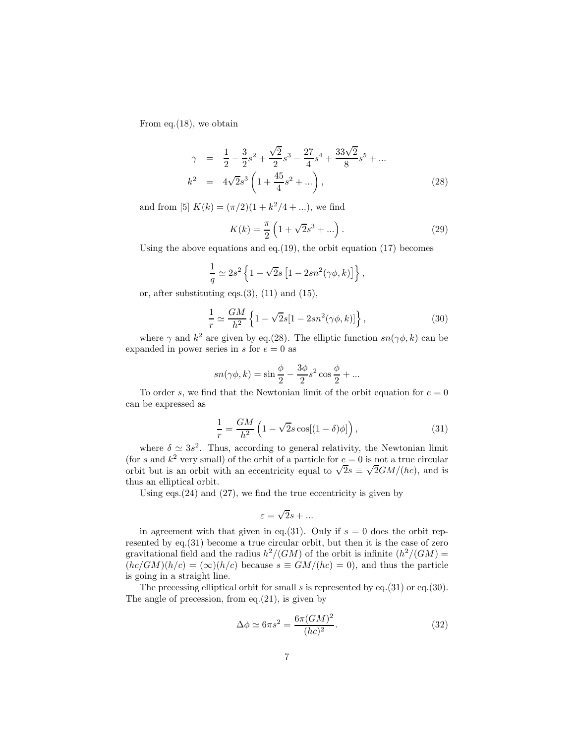From eq.(18), we obtain

$$
\begin{aligned}
\gamma &= \frac{1}{2} - \frac{3}{2}s^2 + \frac{\sqrt{2}}{2}s^3 - \frac{27}{4}s^4 + \frac{33\sqrt{2}}{8}s^5 + ... \\
k^2 &= 4\sqrt{2}s^3\left(1 + \frac{45}{4}s^2 + ...\right),
\end{aligned} \tag{28}
$$

and from [5] $K(k) = (\pi/2)(1 + k^2/4 + ...)$, we find

$$
K(k) = \frac{\pi}{2}\left(1 + \sqrt{2}s^3 + ...\right). \tag{29}
$$

Using the above equations and eq.(19), the orbit equation (17) becomes

$$
\frac{1}{q} \simeq 2s^2\left\{1 - \sqrt{2}s\left[1 - 2sn^2(\gamma\phi, k)\right]\right\},
$$

or, after substituting eqs.(3), (11) and (15),

$$
\frac{1}{r} \simeq \frac{GM}{h^2}\left\{1 - \sqrt{2}s[1 - 2sn^2(\gamma\phi, k)]\right\}, \tag{30}
$$

where $\gamma$ and $k^2$ are given by eq.(28). The elliptic function $sn(\gamma\phi, k)$ can be expanded in power series in $s$ for $e = 0$ as

$$
sn(\gamma\phi, k) = \sin\frac{\phi}{2} - \frac{3\phi}{2}s^2\cos\frac{\phi}{2} + ...
$$

To order $s$, we find that the Newtonian limit of the orbit equation for $e = 0$ can be expressed as

$$
\frac{1}{r} = \frac{GM}{h^2}\left(1 - \sqrt{2}s\cos[(1 - \delta)\phi]\right), \tag{31}
$$

where $\delta \simeq 3s^2$. Thus, according to general relativity, the Newtonian limit (for $s$ and $k^2$ very small) of the orbit of a particle for $e = 0$ is not a true circular orbit but is an orbit with an eccentricity equal to $\sqrt{2}s \equiv \sqrt{2}GM/(hc)$, and is thus an elliptical orbit.

Using eqs.(24) and (27), we find the true eccentricity is given by

$$
\varepsilon = \sqrt{2}s + ...
$$

in agreement with that given in eq.(31). Only if $s = 0$ does the orbit represented by eq.(31) become a true circular orbit, but then it is the case of zero gravitational field and the radius $h^2/(GM)$ of the orbit is infinite ($h^2/(GM) = (hc/GM)(h/c) = (\infty)(h/c)$ because $s \equiv GM/(hc) = 0$), and thus the particle is going in a straight line.

The precessing elliptical orbit for small $s$ is represented by eq.(31) or eq.(30). The angle of precession, from eq.(21), is given by

$$
\Delta\phi \simeq 6\pi s^2 = \frac{6\pi(GM)^2}{(hc)^2}. \tag{32}
$$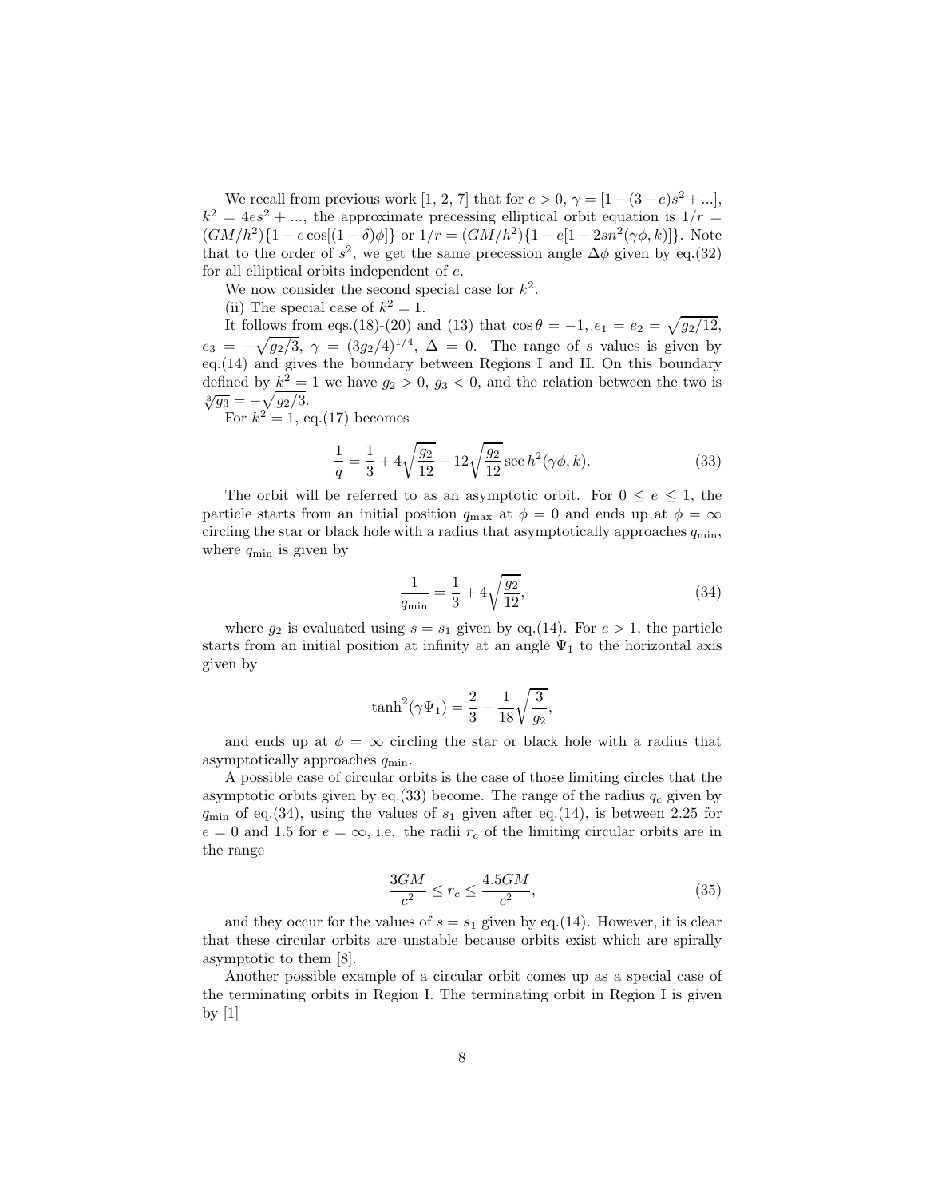We recall from previous work [1, 2, 7] that for $e > 0$, $\gamma = [1 - (3-e)s^2 + ...]$, $k^2 = 4es^2 + ...$, the approximate precessing elliptical orbit equation is $1/r = (GM/h^2)\{1 - e\cos[(1-\delta)\phi]\}$ or $1/r = (GM/h^2)\{1 - e[1 - 2sn^2(\gamma\phi, k)]\}$. Note that to the order of $s^2$, we get the same precession angle $\Delta\phi$ given by eq.(32) for all elliptical orbits independent of $e$.

We now consider the second special case for $k^2$.

(ii) The special case of $k^2 = 1$.

It follows from eqs.(18)-(20) and (13) that $\cos\theta = -1$, $e_1 = e_2 = \sqrt{g_2/12}$, $e_3 = -\sqrt{g_2/3}$, $\gamma = (3g_2/4)^{1/4}$, $\Delta = 0$. The range of $s$ values is given by eq.(14) and gives the boundary between Regions I and II. On this boundary defined by $k^2 = 1$ we have $g_2 > 0$, $g_3 < 0$, and the relation between the two is $\sqrt[3]{g_3} = -\sqrt{g_2/3}$.

For $k^2 = 1$, eq.(17) becomes

$$\frac{1}{q} = \frac{1}{3} + 4\sqrt{\frac{g_2}{12}} - 12\sqrt{\frac{g_2}{12}}\sec h^2(\gamma\phi, k). \tag{33}$$

The orbit will be referred to as an asymptotic orbit. For $0 \le e \le 1$, the particle starts from an initial position $q_{\max}$ at $\phi = 0$ and ends up at $\phi = \infty$ circling the star or black hole with a radius that asymptotically approaches $q_{\min}$, where $q_{\min}$ is given by

$$\frac{1}{q_{\min}} = \frac{1}{3} + 4\sqrt{\frac{g_2}{12}}, \tag{34}$$

where $g_2$ is evaluated using $s = s_1$ given by eq.(14). For $e > 1$, the particle starts from an initial position at infinity at an angle $\Psi_1$ to the horizontal axis given by

$$\tanh^2(\gamma\Psi_1) = \frac{2}{3} - \frac{1}{18}\sqrt{\frac{3}{g_2}},$$

and ends up at $\phi = \infty$ circling the star or black hole with a radius that asymptotically approaches $q_{\min}$.

A possible case of circular orbits is the case of those limiting circles that the asymptotic orbits given by eq.(33) become. The range of the radius $q_c$ given by $q_{\min}$ of eq.(34), using the values of $s_1$ given after eq.(14), is between 2.25 for $e = 0$ and 1.5 for $e = \infty$, i.e. the radii $r_c$ of the limiting circular orbits are in the range

$$\frac{3GM}{c^2} \le r_c \le \frac{4.5GM}{c^2}, \tag{35}$$

and they occur for the values of $s = s_1$ given by eq.(14). However, it is clear that these circular orbits are unstable because orbits exist which are spirally asymptotic to them [8].

Another possible example of a circular orbit comes up as a special case of the terminating orbits in Region I. The terminating orbit in Region I is given by [1]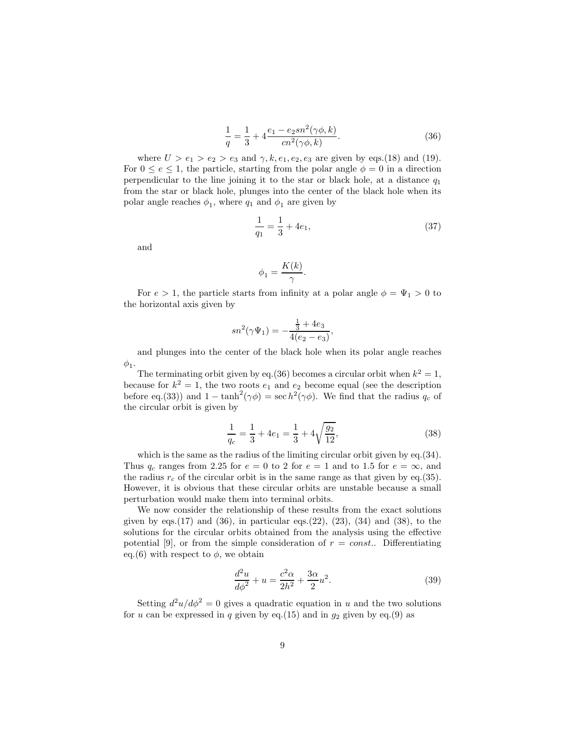$$\frac{1}{q} = \frac{1}{3} + 4\frac{e_1 - e_2 sn^2(\gamma\phi, k)}{cn^2(\gamma\phi, k)}. \tag{36}$$

where $U > e_1 > e_2 > e_3$ and $\gamma, k, e_1, e_2, e_3$ are given by eqs.(18) and (19). For $0 \leq e \leq 1$, the particle, starting from the polar angle $\phi = 0$ in a direction perpendicular to the line joining it to the star or black hole, at a distance $q_1$ from the star or black hole, plunges into the center of the black hole when its polar angle reaches $\phi_1$, where $q_1$ and $\phi_1$ are given by

$$\frac{1}{q_1} = \frac{1}{3} + 4e_1, \tag{37}$$

and

$$\phi_1 = \frac{K(k)}{\gamma}.$$

For $e > 1$, the particle starts from infinity at a polar angle $\phi = \Psi_1 > 0$ to the horizontal axis given by

$$sn^2(\gamma\Psi_1) = -\frac{\frac{1}{3} + 4e_3}{4(e_2 - e_3)},$$

and plunges into the center of the black hole when its polar angle reaches $\phi_1$.

The terminating orbit given by eq.(36) becomes a circular orbit when $k^2 = 1$, because for $k^2 = 1$, the two roots $e_1$ and $e_2$ become equal (see the description before eq.(33)) and $1 - \tanh^2(\gamma\phi) = \sec h^2(\gamma\phi)$. We find that the radius $q_c$ of the circular orbit is given by

$$\frac{1}{q_c} = \frac{1}{3} + 4e_1 = \frac{1}{3} + 4\sqrt{\frac{g_2}{12}}, \tag{38}$$

which is the same as the radius of the limiting circular orbit given by eq.(34). Thus $q_c$ ranges from 2.25 for $e = 0$ to 2 for $e = 1$ and to 1.5 for $e = \infty$, and the radius $r_c$ of the circular orbit is in the same range as that given by eq.(35). However, it is obvious that these circular orbits are unstable because a small perturbation would make them into terminal orbits.

We now consider the relationship of these results from the exact solutions given by eqs.(17) and (36), in particular eqs.(22), (23), (34) and (38), to the solutions for the circular orbits obtained from the analysis using the effective potential [9], or from the simple consideration of $r = const.$. Differentiating eq.(6) with respect to $\phi$, we obtain

$$\frac{d^2u}{d\phi^2} + u = \frac{c^2\alpha}{2h^2} + \frac{3\alpha}{2}u^2. \tag{39}$$

Setting $d^2u/d\phi^2 = 0$ gives a quadratic equation in $u$ and the two solutions for $u$ can be expressed in $q$ given by eq.(15) and in $g_2$ given by eq.(9) as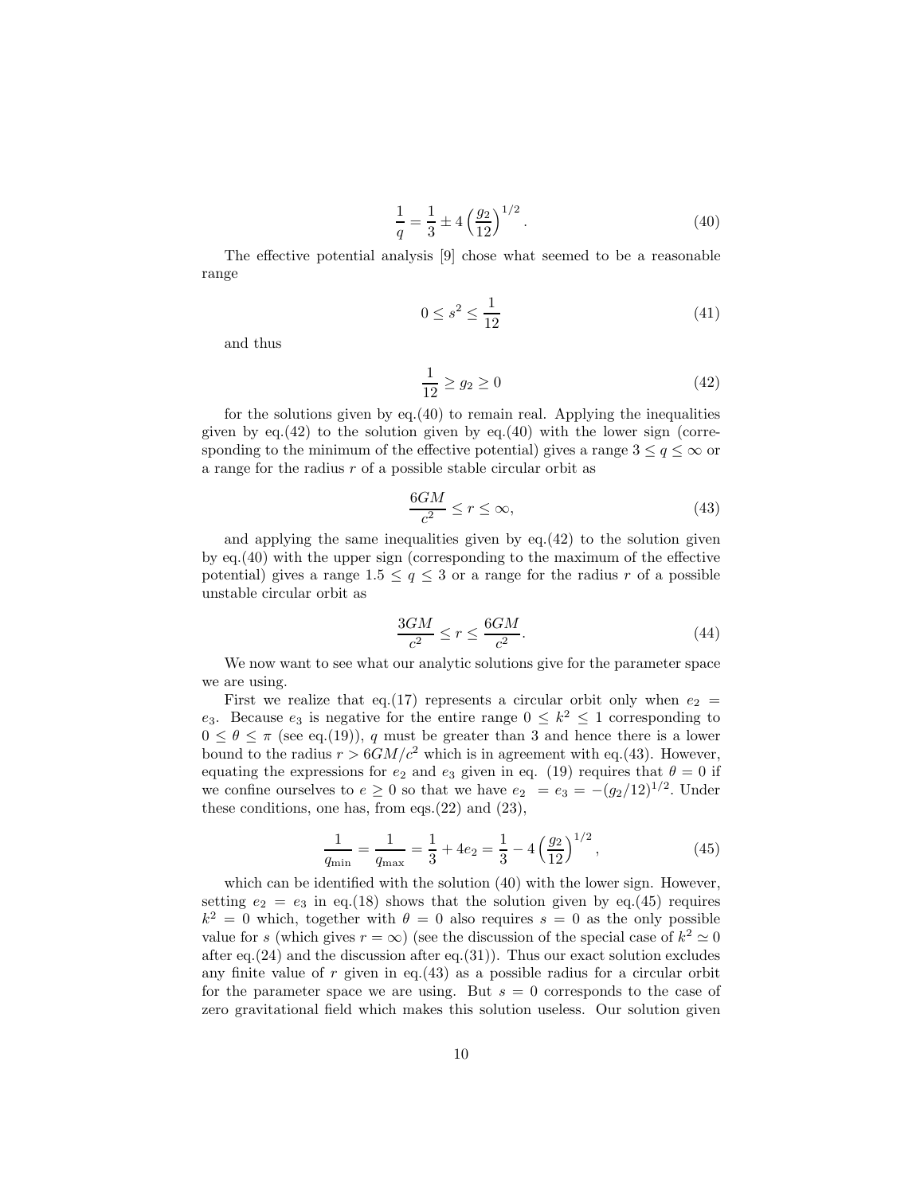$$\frac{1}{q} = \frac{1}{3} \pm 4\left(\frac{g_2}{12}\right)^{1/2}. \tag{40}$$

The effective potential analysis [9] chose what seemed to be a reasonable range

$$0 \leq s^2 \leq \frac{1}{12} \tag{41}$$

and thus

$$\frac{1}{12} \geq g_2 \geq 0 \tag{42}$$

for the solutions given by eq.(40) to remain real. Applying the inequalities given by eq.(42) to the solution given by eq.(40) with the lower sign (corresponding to the minimum of the effective potential) gives a range $3 \leq q \leq \infty$ or a range for the radius $r$ of a possible stable circular orbit as

$$\frac{6GM}{c^2} \leq r \leq \infty, \tag{43}$$

and applying the same inequalities given by eq.(42) to the solution given by eq.(40) with the upper sign (corresponding to the maximum of the effective potential) gives a range $1.5 \leq q \leq 3$ or a range for the radius $r$ of a possible unstable circular orbit as

$$\frac{3GM}{c^2} \leq r \leq \frac{6GM}{c^2}. \tag{44}$$

We now want to see what our analytic solutions give for the parameter space we are using.

First we realize that eq.(17) represents a circular orbit only when $e_2 = e_3$. Because $e_3$ is negative for the entire range $0 \leq k^2 \leq 1$ corresponding to $0 \leq \theta \leq \pi$ (see eq.(19)), $q$ must be greater than 3 and hence there is a lower bound to the radius $r > 6GM/c^2$ which is in agreement with eq.(43). However, equating the expressions for $e_2$ and $e_3$ given in eq. (19) requires that $\theta = 0$ if we confine ourselves to $e \geq 0$ so that we have $e_2 = e_3 = -(g_2/12)^{1/2}$. Under these conditions, one has, from eqs.(22) and (23),

$$\frac{1}{q_{\min}} = \frac{1}{q_{\max}} = \frac{1}{3} + 4e_2 = \frac{1}{3} - 4\left(\frac{g_2}{12}\right)^{1/2}, \tag{45}$$

which can be identified with the solution (40) with the lower sign. However, setting $e_2 = e_3$ in eq.(18) shows that the solution given by eq.(45) requires $k^2 = 0$ which, together with $\theta = 0$ also requires $s = 0$ as the only possible value for $s$ (which gives $r = \infty$) (see the discussion of the special case of $k^2 \simeq 0$ after eq.(24) and the discussion after eq.(31)). Thus our exact solution excludes any finite value of $r$ given in eq.(43) as a possible radius for a circular orbit for the parameter space we are using. But $s = 0$ corresponds to the case of zero gravitational field which makes this solution useless. Our solution given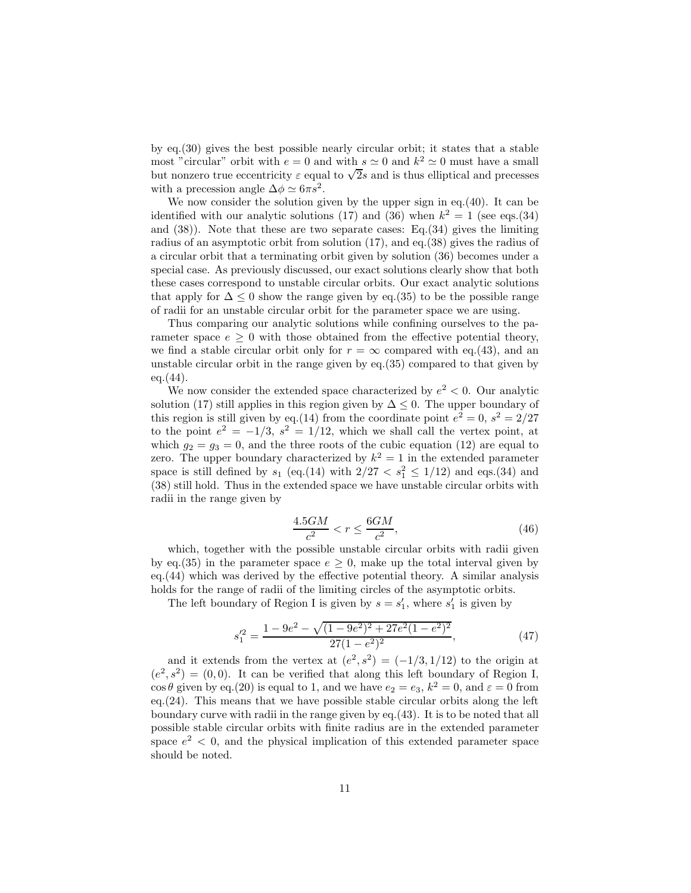by eq.(30) gives the best possible nearly circular orbit; it states that a stable most "circular" orbit with $e = 0$ and with $s \simeq 0$ and $k^2 \simeq 0$ must have a small but nonzero true eccentricity $\varepsilon$ equal to $\sqrt{2}s$ and is thus elliptical and precesses with a precession angle $\Delta\phi \simeq 6\pi s^2$.

We now consider the solution given by the upper sign in eq.(40). It can be identified with our analytic solutions (17) and (36) when $k^2 = 1$ (see eqs.(34) and (38)). Note that these are two separate cases: Eq.(34) gives the limiting radius of an asymptotic orbit from solution (17), and eq.(38) gives the radius of a circular orbit that a terminating orbit given by solution (36) becomes under a special case. As previously discussed, our exact solutions clearly show that both these cases correspond to unstable circular orbits. Our exact analytic solutions that apply for $\Delta \leq 0$ show the range given by eq.(35) to be the possible range of radii for an unstable circular orbit for the parameter space we are using.

Thus comparing our analytic solutions while confining ourselves to the parameter space $e \geq 0$ with those obtained from the effective potential theory, we find a stable circular orbit only for $r = \infty$ compared with eq.(43), and an unstable circular orbit in the range given by eq.(35) compared to that given by eq.(44).

We now consider the extended space characterized by $e^2 < 0$. Our analytic solution (17) still applies in this region given by $\Delta \leq 0$. The upper boundary of this region is still given by eq.(14) from the coordinate point $e^2 = 0$, $s^2 = 2/27$ to the point $e^2 = -1/3$, $s^2 = 1/12$, which we shall call the vertex point, at which $g_2 = g_3 = 0$, and the three roots of the cubic equation (12) are equal to zero. The upper boundary characterized by $k^2 = 1$ in the extended parameter space is still defined by $s_1$ (eq.(14) with $2/27 < s_1^2 \leq 1/12$) and eqs.(34) and (38) still hold. Thus in the extended space we have unstable circular orbits with radii in the range given by

$$\frac{4.5GM}{c^2} < r \leq \frac{6GM}{c^2}, \tag{46}$$

which, together with the possible unstable circular orbits with radii given by eq.(35) in the parameter space $e \geq 0$, make up the total interval given by eq.(44) which was derived by the effective potential theory. A similar analysis holds for the range of radii of the limiting circles of the asymptotic orbits.

The left boundary of Region I is given by $s = s_1'$, where $s_1'$ is given by

$$s_1'^2 = \frac{1 - 9e^2 - \sqrt{(1-9e^2)^2 + 27e^2(1-e^2)^2}}{27(1-e^2)^2}, \tag{47}$$

and it extends from the vertex at $(e^2, s^2) = (-1/3, 1/12)$ to the origin at $(e^2, s^2) = (0, 0)$. It can be verified that along this left boundary of Region I, $\cos\theta$ given by eq.(20) is equal to 1, and we have $e_2 = e_3$, $k^2 = 0$, and $\varepsilon = 0$ from eq.(24). This means that we have possible stable circular orbits along the left boundary curve with radii in the range given by eq.(43). It is to be noted that all possible stable circular orbits with finite radius are in the extended parameter space $e^2 < 0$, and the physical implication of this extended parameter space should be noted.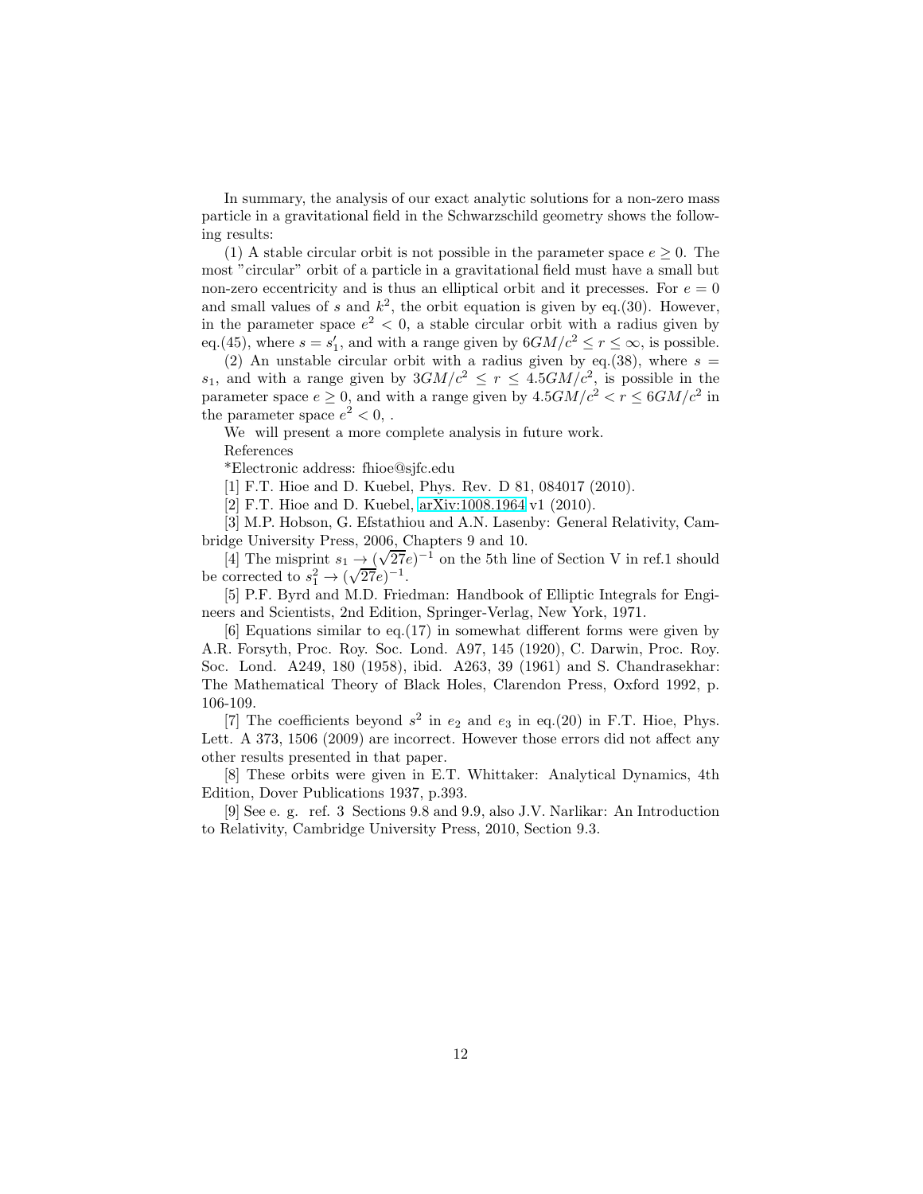In summary, the analysis of our exact analytic solutions for a non-zero mass particle in a gravitational field in the Schwarzschild geometry shows the following results:

(1) A stable circular orbit is not possible in the parameter space $e \geq 0$. The most "circular" orbit of a particle in a gravitational field must have a small but non-zero eccentricity and is thus an elliptical orbit and it precesses. For $e = 0$ and small values of $s$ and $k^2$, the orbit equation is given by eq.(30). However, in the parameter space $e^2 < 0$, a stable circular orbit with a radius given by eq.(45), where $s = s_1'$, and with a range given by $6GM/c^2 \leq r \leq \infty$, is possible.

(2) An unstable circular orbit with a radius given by eq.(38), where $s = s_1$, and with a range given by $3GM/c^2 \leq r \leq 4.5GM/c^2$, is possible in the parameter space $e \geq 0$, and with a range given by $4.5GM/c^2 < r \leq 6GM/c^2$ in the parameter space $e^2 < 0$, .

We will present a more complete analysis in future work.

References

*Electronic address: fhioe@sjfc.edu

[1] F.T. Hioe and D. Kuebel, Phys. Rev. D 81, 084017 (2010).

[2] F.T. Hioe and D. Kuebel, arXiv:1008.1964 v1 (2010).

[3] M.P. Hobson, G. Efstathiou and A.N. Lasenby: General Relativity, Cambridge University Press, 2006, Chapters 9 and 10.

[4] The misprint $s_1 \to (\sqrt{27}e)^{-1}$ on the 5th line of Section V in ref.1 should be corrected to $s_1^2 \to (\sqrt{27}e)^{-1}$.

[5] P.F. Byrd and M.D. Friedman: Handbook of Elliptic Integrals for Engineers and Scientists, 2nd Edition, Springer-Verlag, New York, 1971.

[6] Equations similar to eq.(17) in somewhat different forms were given by A.R. Forsyth, Proc. Roy. Soc. Lond. A97, 145 (1920), C. Darwin, Proc. Roy. Soc. Lond. A249, 180 (1958), ibid. A263, 39 (1961) and S. Chandrasekhar: The Mathematical Theory of Black Holes, Clarendon Press, Oxford 1992, p. 106-109.

[7] The coefficients beyond $s^2$ in $e_2$ and $e_3$ in eq.(20) in F.T. Hioe, Phys. Lett. A 373, 1506 (2009) are incorrect. However those errors did not affect any other results presented in that paper.

[8] These orbits were given in E.T. Whittaker: Analytical Dynamics, 4th Edition, Dover Publications 1937, p.393.

[9] See e. g. ref. 3 Sections 9.8 and 9.9, also J.V. Narlikar: An Introduction to Relativity, Cambridge University Press, 2010, Section 9.3.